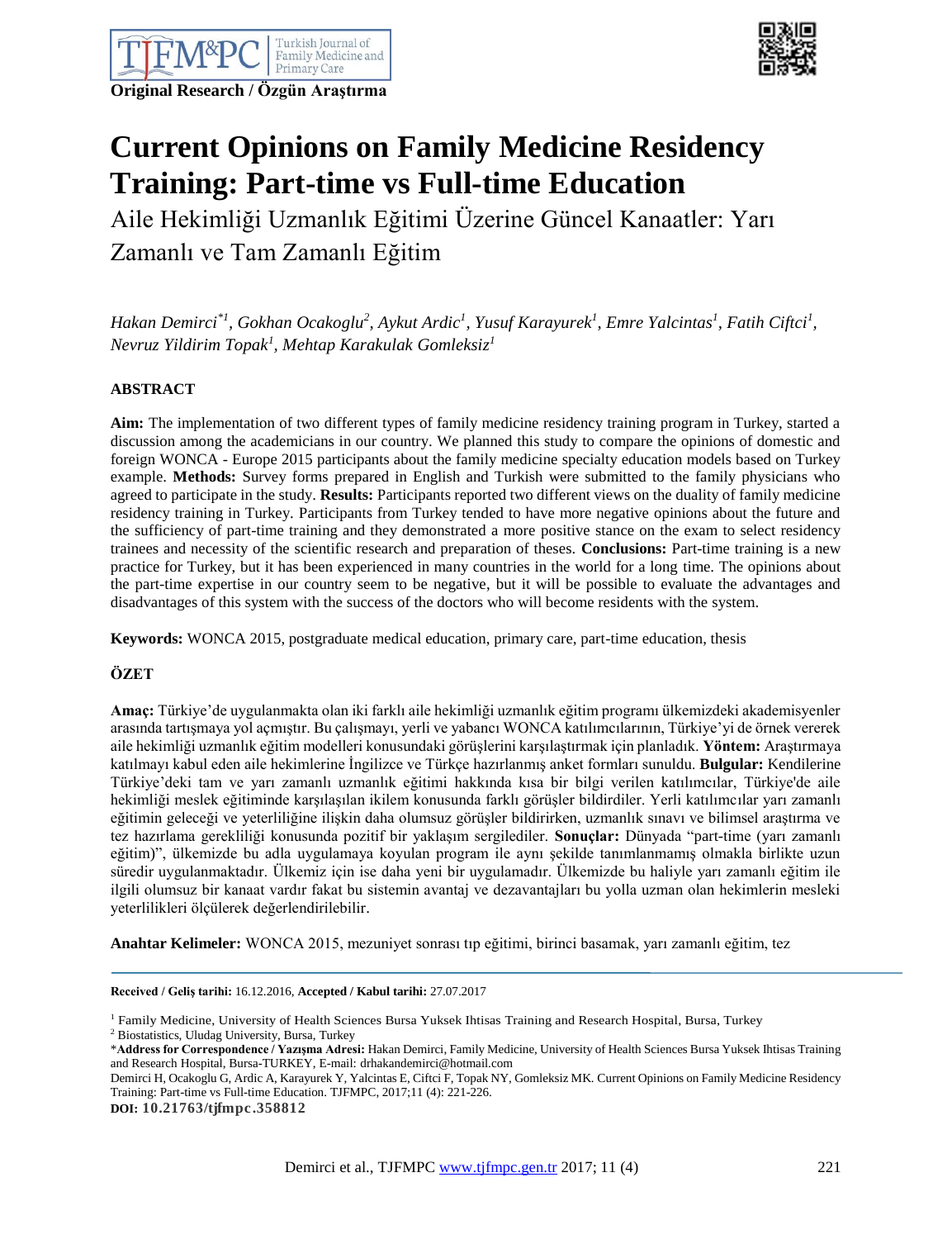Original Research / Özgün Araştırma

# Current Opinions on Family Medicine Residency Training: Part-time vs Full-time Education

## Aile Hekimliği Uzmanlık Eğitimi Üzerine Güncel Kanaatler: Yarı Zamanlı ve Tam Zamanlı Eğitim

*Hakan Demirci*[*1], Gokhan Ocakoglu*[2], Aykut Ardic*[1], Yusuf Karayurek*[1], Emre Yalcintas*[1], Fatih Ciftci*[1], Nevruz Yildirim Topak*[1], Mehtap Karakulak Gomleksiz*[1]

### ABSTRACT

**Aim:** The implementation of two different types of family medicine residency training program in Turkey, started a discussion among the academicians in our country. We planned this study to compare the opinions of domestic and foreign WONCA - Europe 2015 participants about the family medicine specialty education models based on Turkey example. **Methods:** Survey forms prepared in English and Turkish were submitted to the family physicians who agreed to participate in the study. **Results:** Participants reported two different views on the duality of family medicine residency training in Turkey. Participants from Turkey tended to have more negative opinions about the future and the sufficiency of part-time training and they demonstrated a more positive stance on the exam to select residency trainees and necessity of the scientific research and preparation of theses. **Conclusions:** Part-time training is a new practice for Turkey, but it has been experienced in many countries in the world for a long time. The opinions about the part-time expertise in our country seem to be negative, but it will be possible to evaluate the advantages and disadvantages of this system with the success of the doctors who will become residents with the system.

**Keywords:** WONCA 2015, postgraduate medical education, primary care, part-time education, thesis

### ÖZET

**Amaç:** Türkiye'de uygulanmakta olan iki farklı aile hekimliği uzmanlık eğitim programı ülkemizdeki akademisyenler arasında tartışmaya yol açmıştır. Bu çalışmayı, yerli ve yabancı WONCA katılımcılarının, Türkiye'yi de örnek vererek aile hekimliği uzmanlık eğitim modelleri konusundaki görüşlerini karşılaştırmak için planladık. **Yöntem:** Araştırmaya katılmayı kabul eden aile hekimlerine İngilizce ve Türkçe hazırlanmış anket formları sunuldu. **Bulgular:** Kendilerine Türkiye'deki tam ve yarı zamanlı uzmanlık eğitimi hakkında kısa bir bilgi verilen katılımcılar, Türkiye'de aile hekimliği meslek eğitiminde karşılaşılan ikilem konusunda farklı görüşler bildirdiler. Yerli katılımcılar yarı zamanlı eğitimin geleceği ve yeterliliğine ilişkin daha olumsuz görüşler bildirirken, uzmanlık sınavı ve bilimsel araştırma ve tez hazırlama gerekliliği konusunda pozitif bir yaklaşım sergilediler. **Sonuçlar:** Dünyada "part-time (yarı zamanlı eğitim)", ülkemizde bu adla uygulamaya koyulan program ile aynı şekilde tanımlanmamış olmakla birlikte uzun süredir uygulanmaktadır. Ülkemiz için ise daha yeni bir uygulamadır. Ülkemizde bu haliyle yarı zamanlı eğitim ile ilgili olumsuz bir kanaat vardır fakat bu sistemin avantaj ve dezavantajları bu yolla uzman olan hekimlerin mesleki yeterlilikleri ölçülerek değerlendirilebilir.

**Anahtar Kelimeler:** WONCA 2015, mezuniyet sonrası tıp eğitimi, birinci basamak, yarı zamanlı eğitim, tez

---

**Received / Geliş tarihi:** 16.12.2016, **Accepted / Kabul tarihi:** 27.07.2017

[1] Family Medicine, University of Health Sciences Bursa Yuksek Ihtisas Training and Research Hospital, Bursa, Turkey
[2] Biostatistics, Uludag University, Bursa, Turkey
*__Address for Correspondence / Yazışma Adresi:__ Hakan Demirci, Family Medicine, University of Health Sciences Bursa Yuksek Ihtisas Training and Research Hospital, Bursa-TURKEY, E-mail: drhakandemirci@hotmail.com
Demirci H, Ocakoglu G, Ardic A, Karayurek Y, Yalcintas E, Ciftci F, Topak NY, Gomleksiz MK. Current Opinions on Family Medicine Residency Training: Part-time vs Full-time Education. TJFMPC, 2017;11 (4): 221-226.
**DOI: 10.21763/tjfmpc.358812**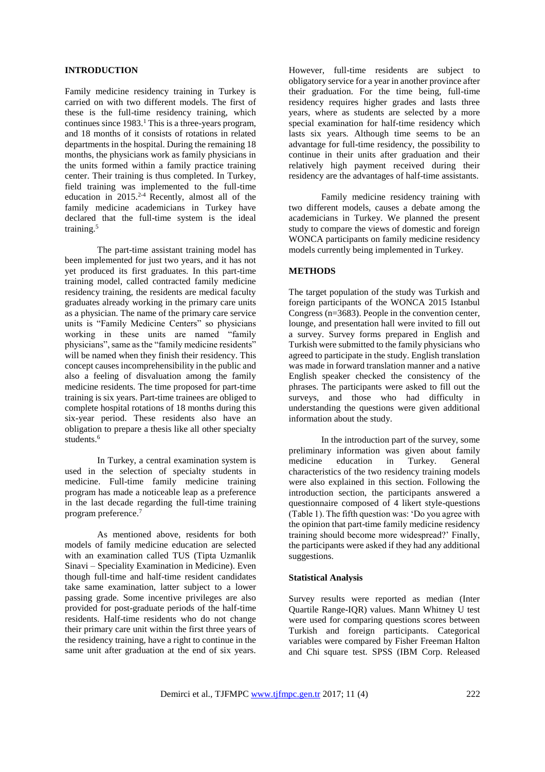## INTRODUCTION

Family medicine residency training in Turkey is carried on with two different models. The first of these is the full-time residency training, which continues since 1983.[1] This is a three-years program, and 18 months of it consists of rotations in related departments in the hospital. During the remaining 18 months, the physicians work as family physicians in the units formed within a family practice training center. Their training is thus completed. In Turkey, field training was implemented to the full-time education in 2015.[2-4] Recently, almost all of the family medicine academicians in Turkey have declared that the full-time system is the ideal training.[5]

The part-time assistant training model has been implemented for just two years, and it has not yet produced its first graduates. In this part-time training model, called contracted family medicine residency training, the residents are medical faculty graduates already working in the primary care units as a physician. The name of the primary care service units is "Family Medicine Centers" so physicians working in these units are named "family physicians", same as the "family medicine residents" will be named when they finish their residency. This concept causes incomprehensibility in the public and also a feeling of disvaluation among the family medicine residents. The time proposed for part-time training is six years. Part-time trainees are obliged to complete hospital rotations of 18 months during this six-year period. These residents also have an obligation to prepare a thesis like all other specialty students.[6]

In Turkey, a central examination system is used in the selection of specialty students in medicine. Full-time family medicine training program has made a noticeable leap as a preference in the last decade regarding the full-time training program preference.[7]

As mentioned above, residents for both models of family medicine education are selected with an examination called TUS (Tipta Uzmanlik Sinavi – Speciality Examination in Medicine). Even though full-time and half-time resident candidates take same examination, latter subject to a lower passing grade. Some incentive privileges are also provided for post-graduate periods of the half-time residents. Half-time residents who do not change their primary care unit within the first three years of the residency training, have a right to continue in the same unit after graduation at the end of six years. However, full-time residents are subject to obligatory service for a year in another province after their graduation. For the time being, full-time residency requires higher grades and lasts three years, where as students are selected by a more special examination for half-time residency which lasts six years. Although time seems to be an advantage for full-time residency, the possibility to continue in their units after graduation and their relatively high payment received during their residency are the advantages of half-time assistants.

Family medicine residency training with two different models, causes a debate among the academicians in Turkey. We planned the present study to compare the views of domestic and foreign WONCA participants on family medicine residency models currently being implemented in Turkey.

## METHODS

The target population of the study was Turkish and foreign participants of the WONCA 2015 Istanbul Congress (n=3683). People in the convention center, lounge, and presentation hall were invited to fill out a survey. Survey forms prepared in English and Turkish were submitted to the family physicians who agreed to participate in the study. English translation was made in forward translation manner and a native English speaker checked the consistency of the phrases. The participants were asked to fill out the surveys, and those who had difficulty in understanding the questions were given additional information about the study.

In the introduction part of the survey, some preliminary information was given about family medicine education in Turkey. General characteristics of the two residency training models were also explained in this section. Following the introduction section, the participants answered a questionnaire composed of 4 likert style-questions (Table 1). The fifth question was: 'Do you agree with the opinion that part-time family medicine residency training should become more widespread?' Finally, the participants were asked if they had any additional suggestions.

### Statistical Analysis

Survey results were reported as median (Inter Quartile Range-IQR) values. Mann Whitney U test were used for comparing questions scores between Turkish and foreign participants. Categorical variables were compared by Fisher Freeman Halton and Chi square test. SPSS (IBM Corp. Released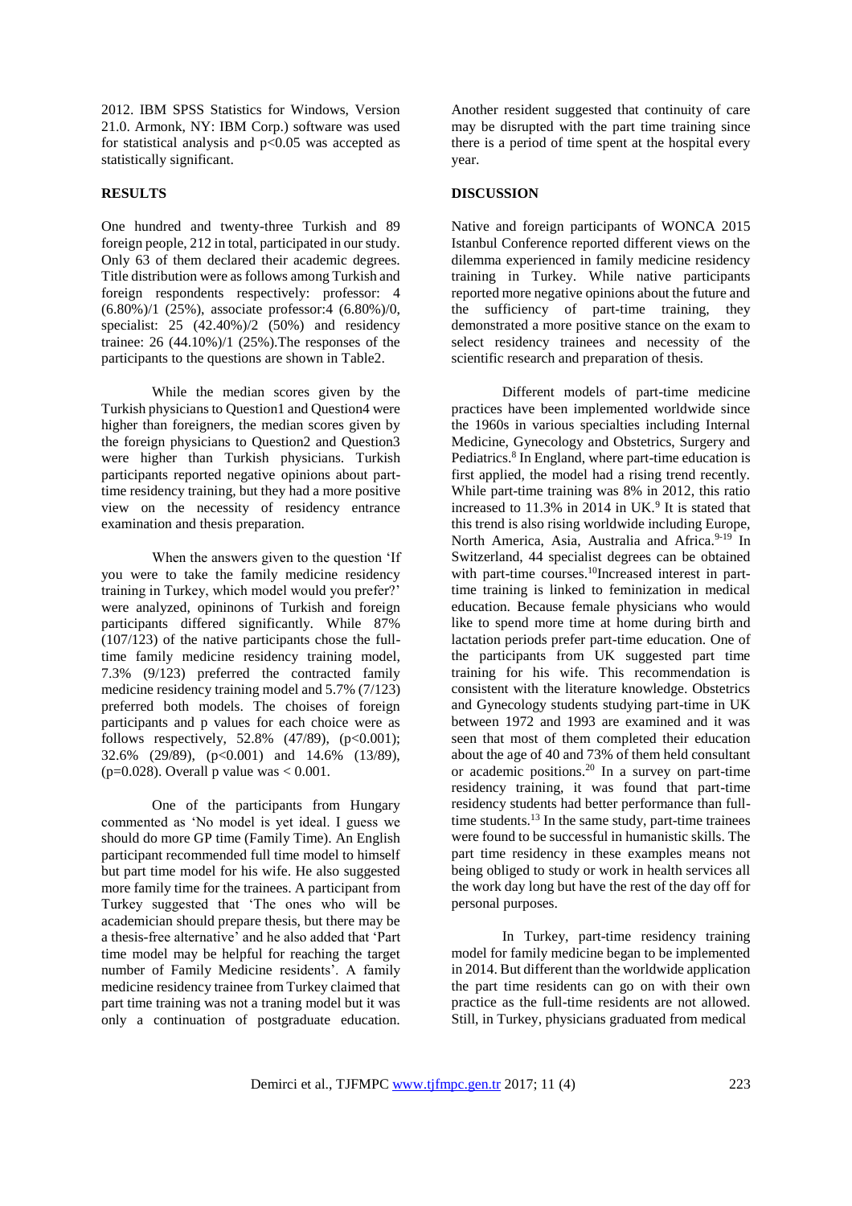2012. IBM SPSS Statistics for Windows, Version 21.0. Armonk, NY: IBM Corp.) software was used for statistical analysis and $p<0.05$ was accepted as statistically significant.

## RESULTS

One hundred and twenty-three Turkish and 89 foreign people, 212 in total, participated in our study. Only 63 of them declared their academic degrees. Title distribution were as follows among Turkish and foreign respondents respectively: professor: 4 (6.80%)/1 (25%), associate professor:4 (6.80%)/0, specialist: 25 (42.40%)/2 (50%) and residency trainee: 26 (44.10%)/1 (25%).The responses of the participants to the questions are shown in Table2.

While the median scores given by the Turkish physicians to Question1 and Question4 were higher than foreigners, the median scores given by the foreign physicians to Question2 and Question3 were higher than Turkish physicians. Turkish participants reported negative opinions about part-time residency training, but they had a more positive view on the necessity of residency entrance examination and thesis preparation.

When the answers given to the question 'If you were to take the family medicine residency training in Turkey, which model would you prefer?' were analyzed, opininons of Turkish and foreign participants differed significantly. While 87% (107/123) of the native participants chose the full-time family medicine residency training model, 7.3% (9/123) preferred the contracted family medicine residency training model and 5.7% (7/123) preferred both models. The choices of foreign participants and p values for each choice were as follows respectively, 52.8% (47/89), ($p<0.001$); 32.6% (29/89), ($p<0.001$) and 14.6% (13/89), ($p=0.028$). Overall p value was $< 0.001$.

One of the participants from Hungary commented as 'No model is yet ideal. I guess we should do more GP time (Family Time). An English participant recommended full time model to himself but part time model for his wife. He also suggested more family time for the trainees. A participant from Turkey suggested that 'The ones who will be academician should prepare thesis, but there may be a thesis-free alternative' and he also added that 'Part time model may be helpful for reaching the target number of Family Medicine residents'. A family medicine residency trainee from Turkey claimed that part time training was not a traning model but it was only a continuation of postgraduate education. Another resident suggested that continuity of care may be disrupted with the part time training since there is a period of time spent at the hospital every year.

## DISCUSSION

Native and foreign participants of WONCA 2015 Istanbul Conference reported different views on the dilemma experienced in family medicine residency training in Turkey. While native participants reported more negative opinions about the future and the sufficiency of part-time training, they demonstrated a more positive stance on the exam to select residency trainees and necessity of the scientific research and preparation of thesis.

Different models of part-time medicine practices have been implemented worldwide since the 1960s in various specialties including Internal Medicine, Gynecology and Obstetrics, Surgery and Pediatrics.[8] In England, where part-time education is first applied, the model had a rising trend recently. While part-time training was 8% in 2012, this ratio increased to 11.3% in 2014 in UK.[9] It is stated that this trend is also rising worldwide including Europe, North America, Asia, Australia and Africa.[9-19] In Switzerland, 44 specialist degrees can be obtained with part-time courses.[10]Increased interest in part-time training is linked to feminization in medical education. Because female physicians who would like to spend more time at home during birth and lactation periods prefer part-time education. One of the participants from UK suggested part time training for his wife. This recommendation is consistent with the literature knowledge. Obstetrics and Gynecology students studying part-time in UK between 1972 and 1993 are examined and it was seen that most of them completed their education about the age of 40 and 73% of them held consultant or academic positions.[20] In a survey on part-time residency training, it was found that part-time residency students had better performance than full-time students.[13] In the same study, part-time trainees were found to be successful in humanistic skills. The part time residency in these examples means not being obliged to study or work in health services all the work day long but have the rest of the day off for personal purposes.

In Turkey, part-time residency training model for family medicine began to be implemented in 2014. But different than the worldwide application the part time residents can go on with their own practice as the full-time residents are not allowed. Still, in Turkey, physicians graduated from medical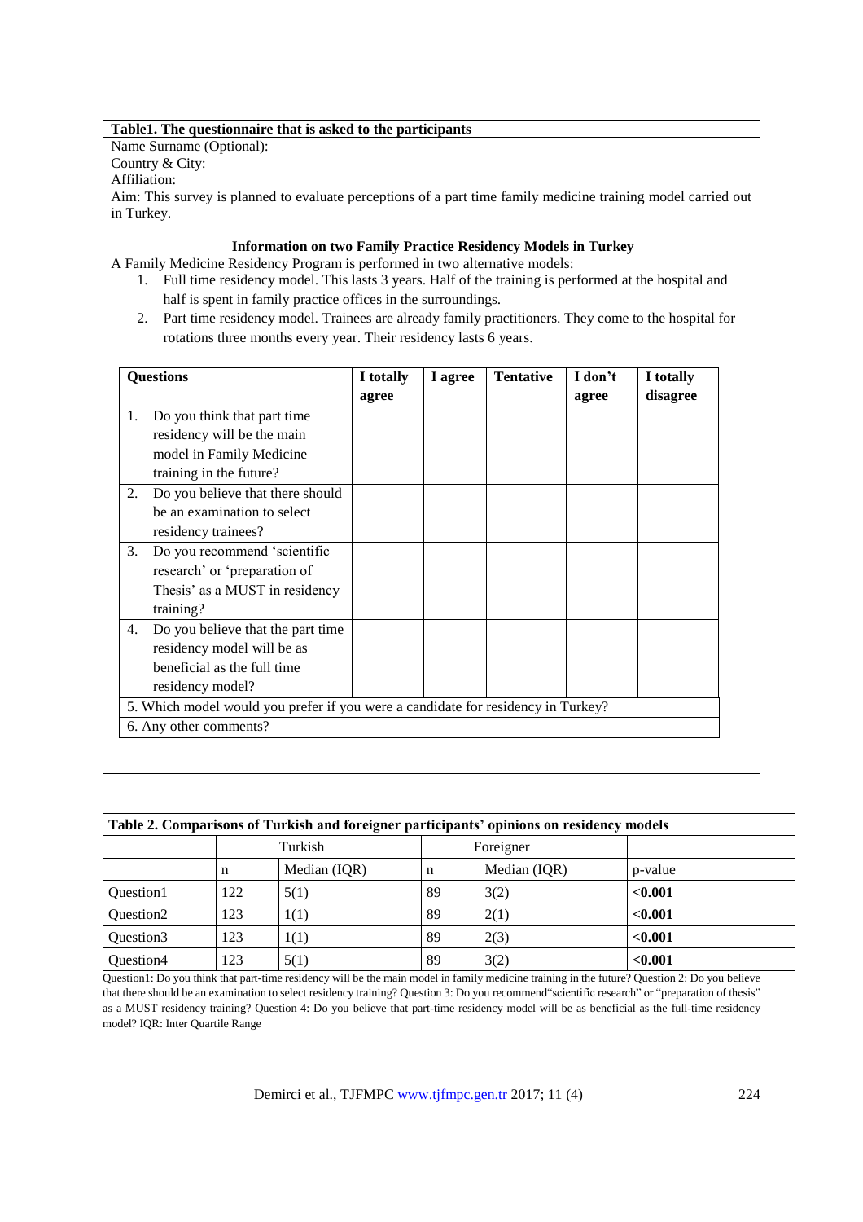**Table1. The questionnaire that is asked to the participants**

Name Surname (Optional):

Country & City:

Affiliation:

Aim: This survey is planned to evaluate perceptions of a part time family medicine training model carried out in Turkey.

**Information on two Family Practice Residency Models in Turkey**

A Family Medicine Residency Program is performed in two alternative models:

1. Full time residency model. This lasts 3 years. Half of the training is performed at the hospital and half is spent in family practice offices in the surroundings.
2. Part time residency model. Trainees are already family practitioners. They come to the hospital for rotations three months every year. Their residency lasts 6 years.

| **Questions** | **I totally agree** | **I agree** | **Tentative** | **I don't agree** | **I totally disagree** |
|---|---|---|---|---|---|
| 1. Do you think that part time residency will be the main model in Family Medicine training in the future? | | | | | |
| 2. Do you believe that there should be an examination to select residency trainees? | | | | | |
| 3. Do you recommend 'scientific research' or 'preparation of Thesis' as a MUST in residency training? | | | | | |
| 4. Do you believe that the part time residency model will be as beneficial as the full time residency model? | | | | | |
| 5. Which model would you prefer if you were a candidate for residency in Turkey? | | | | | |
| 6. Any other comments? | | | | | |

**Table 2. Comparisons of Turkish and foreigner participants' opinions on residency models**

| | Turkish | | Foreigner | | |
|---|---|---|---|---|---|
| | n | Median (IQR) | n | Median (IQR) | p-value |
| Question1 | 122 | 5(1) | 89 | 3(2) | **<0.001** |
| Question2 | 123 | 1(1) | 89 | 2(1) | **<0.001** |
| Question3 | 123 | 1(1) | 89 | 2(3) | **<0.001** |
| Question4 | 123 | 5(1) | 89 | 3(2) | **<0.001** |

Question1: Do you think that part-time residency will be the main model in family medicine training in the future? Question 2: Do you believe that there should be an examination to select residency training? Question 3: Do you recommend"scientific research" or "preparation of thesis" as a MUST residency training? Question 4: Do you believe that part-time residency model will be as beneficial as the full-time residency model? IQR: Inter Quartile Range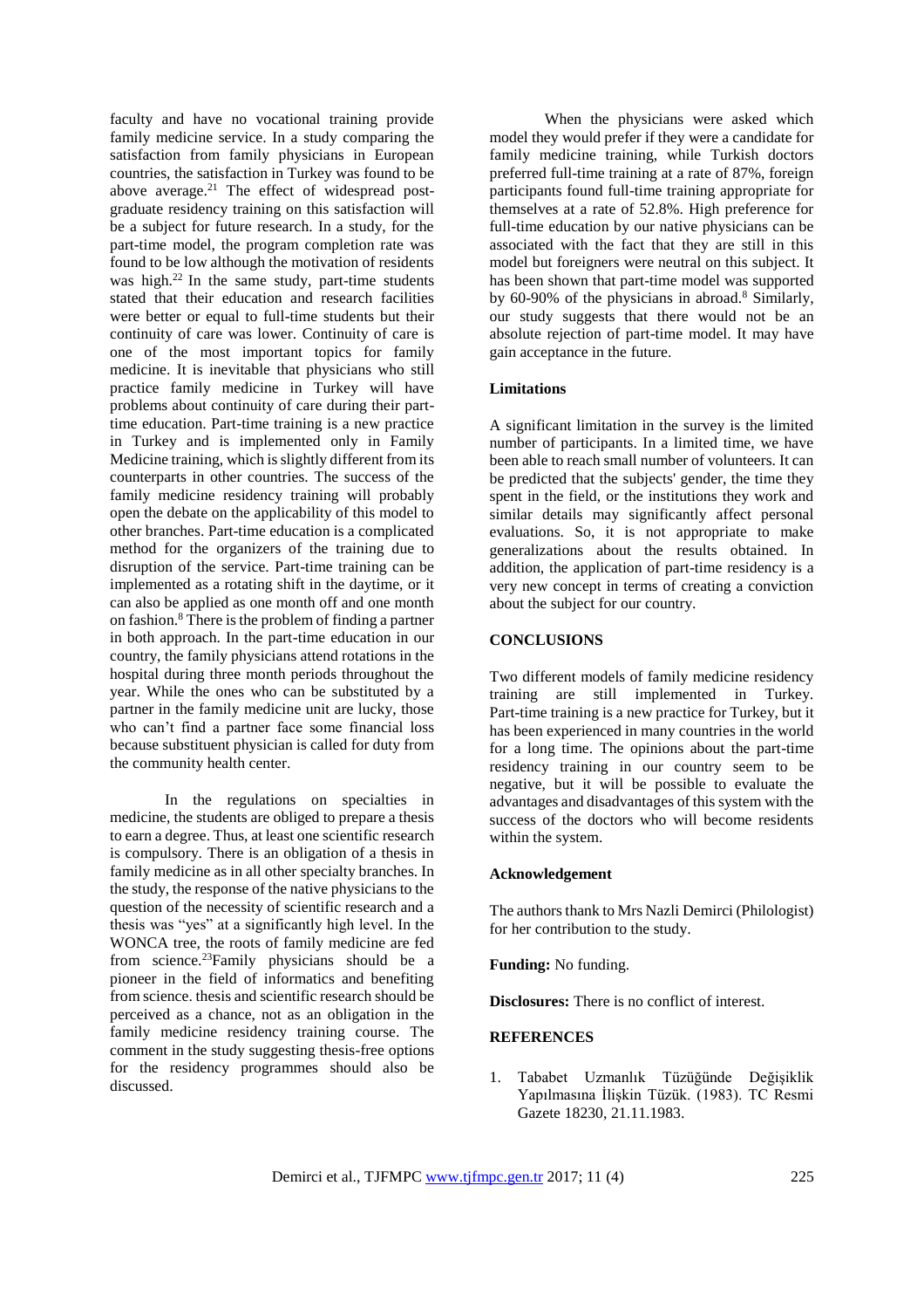faculty and have no vocational training provide family medicine service. In a study comparing the satisfaction from family physicians in European countries, the satisfaction in Turkey was found to be above average.[21] The effect of widespread post-graduate residency training on this satisfaction will be a subject for future research. In a study, for the part-time model, the program completion rate was found to be low although the motivation of residents was high.[22] In the same study, part-time students stated that their education and research facilities were better or equal to full-time students but their continuity of care was lower. Continuity of care is one of the most important topics for family medicine. It is inevitable that physicians who still practice family medicine in Turkey will have problems about continuity of care during their part-time education. Part-time training is a new practice in Turkey and is implemented only in Family Medicine training, which is slightly different from its counterparts in other countries. The success of the family medicine residency training will probably open the debate on the applicability of this model to other branches. Part-time education is a complicated method for the organizers of the training due to disruption of the service. Part-time training can be implemented as a rotating shift in the daytime, or it can also be applied as one month off and one month on fashion.[8] There is the problem of finding a partner in both approach. In the part-time education in our country, the family physicians attend rotations in the hospital during three month periods throughout the year. While the ones who can be substituted by a partner in the family medicine unit are lucky, those who can't find a partner face some financial loss because substituent physician is called for duty from the community health center.

In the regulations on specialties in medicine, the students are obliged to prepare a thesis to earn a degree. Thus, at least one scientific research is compulsory. There is an obligation of a thesis in family medicine as in all other specialty branches. In the study, the response of the native physicians to the question of the necessity of scientific research and a thesis was "yes" at a significantly high level. In the WONCA tree, the roots of family medicine are fed from science.[23]Family physicians should be a pioneer in the field of informatics and benefiting from science. thesis and scientific research should be perceived as a chance, not as an obligation in the family medicine residency training course. The comment in the study suggesting thesis-free options for the residency programmes should also be discussed.

When the physicians were asked which model they would prefer if they were a candidate for family medicine training, while Turkish doctors preferred full-time training at a rate of 87%, foreign participants found full-time training appropriate for themselves at a rate of 52.8%. High preference for full-time education by our native physicians can be associated with the fact that they are still in this model but foreigners were neutral on this subject. It has been shown that part-time model was supported by 60-90% of the physicians in abroad.[8] Similarly, our study suggests that there would not be an absolute rejection of part-time model. It may have gain acceptance in the future.

### Limitations

A significant limitation in the survey is the limited number of participants. In a limited time, we have been able to reach small number of volunteers. It can be predicted that the subjects' gender, the time they spent in the field, or the institutions they work and similar details may significantly affect personal evaluations. So, it is not appropriate to make generalizations about the results obtained. In addition, the application of part-time residency is a very new concept in terms of creating a conviction about the subject for our country.

## CONCLUSIONS

Two different models of family medicine residency training are still implemented in Turkey. Part-time training is a new practice for Turkey, but it has been experienced in many countries in the world for a long time. The opinions about the part-time residency training in our country seem to be negative, but it will be possible to evaluate the advantages and disadvantages of this system with the success of the doctors who will become residents within the system.

### Acknowledgement

The authors thank to Mrs Nazli Demirci (Philologist) for her contribution to the study.

**Funding:** No funding.

**Disclosures:** There is no conflict of interest.

## REFERENCES

1. Tababet Uzmanlık Tüzüğünde Değişiklik Yapılmasına İlişkin Tüzük. (1983). TC Resmi Gazete 18230, 21.11.1983.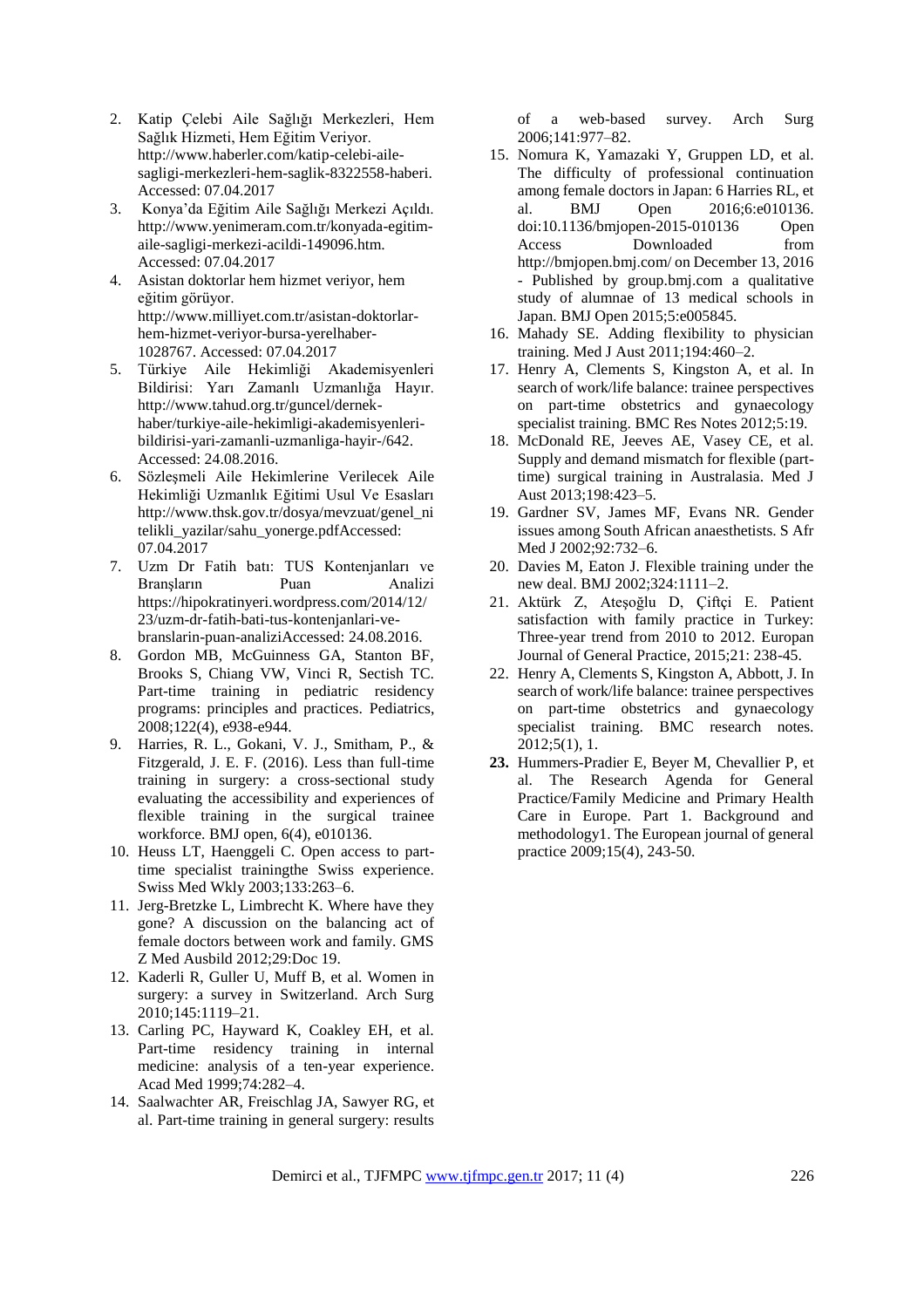2. Katip Çelebi Aile Sağlığı Merkezleri, Hem Sağlık Hizmeti, Hem Eğitim Veriyor. http://www.haberler.com/katip-celebi-aile-sagligi-merkezleri-hem-saglik-8322558-haberi. Accessed: 07.04.2017
3. Konya'da Eğitim Aile Sağlığı Merkezi Açıldı. http://www.yenimeram.com.tr/konyada-egitim-aile-sagligi-merkezi-acildi-149096.htm. Accessed: 07.04.2017
4. Asistan doktorlar hem hizmet veriyor, hem eğitim görüyor. http://www.milliyet.com.tr/asistan-doktorlar-hem-hizmet-veriyor-bursa-yerelhaber-1028767. Accessed: 07.04.2017
5. Türkiye Aile Hekimliği Akademisyenleri Bildirisi: Yarı Zamanlı Uzmanlığa Hayır. http://www.tahud.org.tr/guncel/dernek-haber/turkiye-aile-hekimligi-akademisyenleri-bildirisi-yari-zamanli-uzmanliga-hayir-/642. Accessed: 24.08.2016.
6. Sözleşmeli Aile Hekimlerine Verilecek Aile Hekimliği Uzmanlık Eğitimi Usul Ve Esasları http://www.thsk.gov.tr/dosya/mevzuat/genel_nitelikli_yazilar/sahu_yonerge.pdfAccessed: 07.04.2017
7. Uzm Dr Fatih batı: TUS Kontenjanları ve Branşların Puan Analizi https://hipokratinyeri.wordpress.com/2014/12/23/uzm-dr-fatih-bati-tus-kontenjanlari-ve-branslarin-puan-analiziAccessed: 24.08.2016.
8. Gordon MB, McGuinness GA, Stanton BF, Brooks S, Chiang VW, Vinci R, Sectish TC. Part-time training in pediatric residency programs: principles and practices. Pediatrics, 2008;122(4), e938-e944.
9. Harries, R. L., Gokani, V. J., Smitham, P., & Fitzgerald, J. E. F. (2016). Less than full-time training in surgery: a cross-sectional study evaluating the accessibility and experiences of flexible training in the surgical trainee workforce. BMJ open, 6(4), e010136.
10. Heuss LT, Haenggeli C. Open access to part-time specialist trainingthe Swiss experience. Swiss Med Wkly 2003;133:263–6.
11. Jerg-Bretzke L, Limbrecht K. Where have they gone? A discussion on the balancing act of female doctors between work and family. GMS Z Med Ausbild 2012;29:Doc 19.
12. Kaderli R, Guller U, Muff B, et al. Women in surgery: a survey in Switzerland. Arch Surg 2010;145:1119–21.
13. Carling PC, Hayward K, Coakley EH, et al. Part-time residency training in internal medicine: analysis of a ten-year experience. Acad Med 1999;74:282–4.
14. Saalwachter AR, Freischlag JA, Sawyer RG, et al. Part-time training in general surgery: results of a web-based survey. Arch Surg 2006;141:977–82.
15. Nomura K, Yamazaki Y, Gruppen LD, et al. The difficulty of professional continuation among female doctors in Japan: 6 Harries RL, et al. BMJ Open 2016;6:e010136. doi:10.1136/bmjopen-2015-010136 Open Access Downloaded from http://bmjopen.bmj.com/ on December 13, 2016 - Published by group.bmj.com a qualitative study of alumnae of 13 medical schools in Japan. BMJ Open 2015;5:e005845.
16. Mahady SE. Adding flexibility to physician training. Med J Aust 2011;194:460–2.
17. Henry A, Clements S, Kingston A, et al. In search of work/life balance: trainee perspectives on part-time obstetrics and gynaecology specialist training. BMC Res Notes 2012;5:19.
18. McDonald RE, Jeeves AE, Vasey CE, et al. Supply and demand mismatch for flexible (part-time) surgical training in Australasia. Med J Aust 2013;198:423–5.
19. Gardner SV, James MF, Evans NR. Gender issues among South African anaesthetists. S Afr Med J 2002;92:732–6.
20. Davies M, Eaton J. Flexible training under the new deal. BMJ 2002;324:1111–2.
21. Aktürk Z, Ateşoğlu D, Çiftçi E. Patient satisfaction with family practice in Turkey: Three-year trend from 2010 to 2012. Europan Journal of General Practice, 2015;21: 238-45.
22. Henry A, Clements S, Kingston A, Abbott, J. In search of work/life balance: trainee perspectives on part-time obstetrics and gynaecology specialist training. BMC research notes. 2012;5(1), 1.
23. Hummers-Pradier E, Beyer M, Chevallier P, et al. The Research Agenda for General Practice/Family Medicine and Primary Health Care in Europe. Part 1. Background and methodology1. The European journal of general practice 2009;15(4), 243-50.